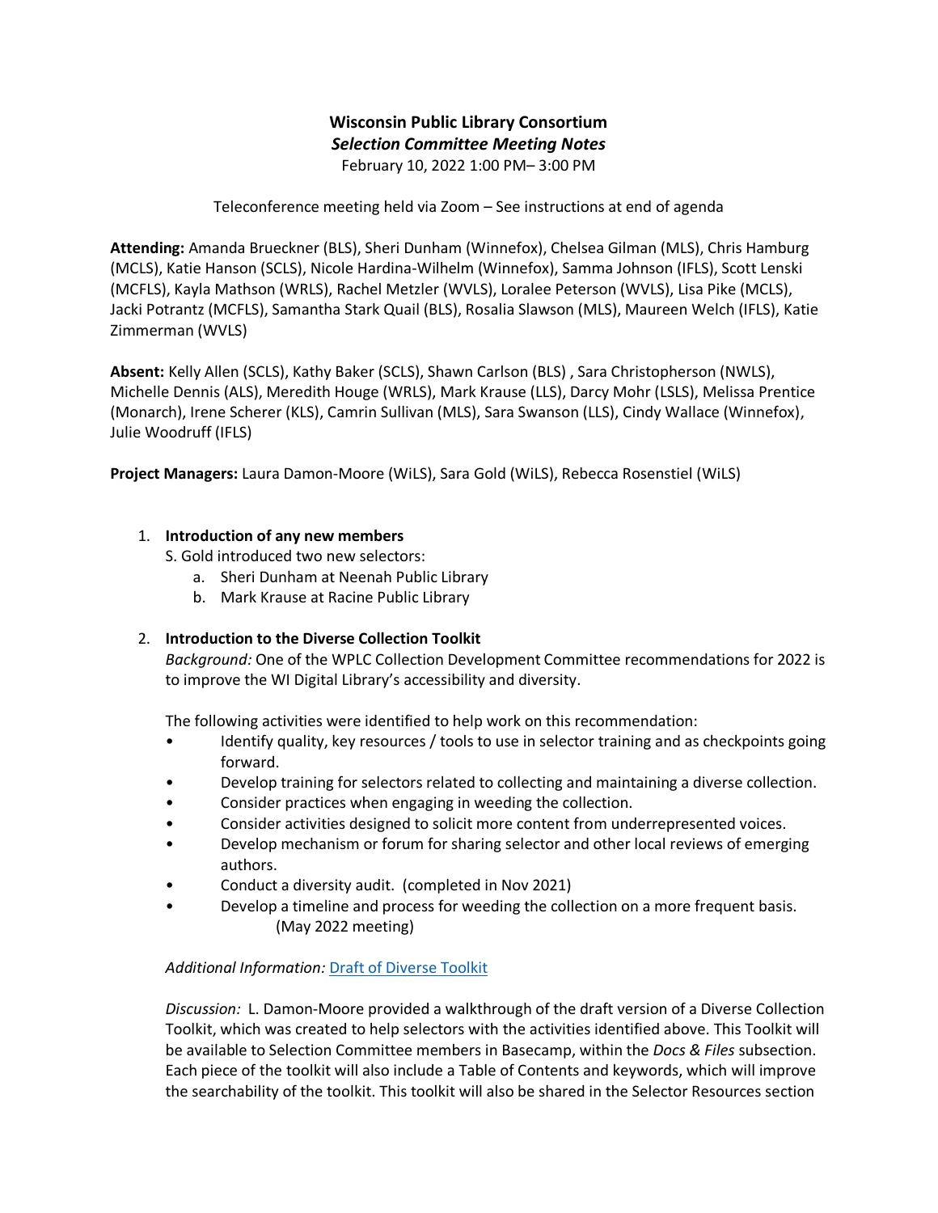# Wisconsin Public Library Consortium

## *Selection Committee Meeting Notes*

February 10, 2022 1:00 PM– 3:00 PM

Teleconference meeting held via Zoom – See instructions at end of agenda

**Attending:** Amanda Brueckner (BLS), Sheri Dunham (Winnefox), Chelsea Gilman (MLS), Chris Hamburg (MCLS), Katie Hanson (SCLS), Nicole Hardina-Wilhelm (Winnefox), Samma Johnson (IFLS), Scott Lenski (MCFLS), Kayla Mathson (WRLS), Rachel Metzler (WVLS), Loralee Peterson (WVLS), Lisa Pike (MCLS), Jacki Potrantz (MCFLS), Samantha Stark Quail (BLS), Rosalia Slawson (MLS), Maureen Welch (IFLS), Katie Zimmerman (WVLS)

**Absent:** Kelly Allen (SCLS), Kathy Baker (SCLS), Shawn Carlson (BLS) , Sara Christopherson (NWLS), Michelle Dennis (ALS), Meredith Houge (WRLS), Mark Krause (LLS), Darcy Mohr (LSLS), Melissa Prentice (Monarch), Irene Scherer (KLS), Camrin Sullivan (MLS), Sara Swanson (LLS), Cindy Wallace (Winnefox), Julie Woodruff (IFLS)

**Project Managers:** Laura Damon-Moore (WiLS), Sara Gold (WiLS), Rebecca Rosenstiel (WiLS)

1. **Introduction of any new members**
   S. Gold introduced two new selectors:
   a. Sheri Dunham at Neenah Public Library
   b. Mark Krause at Racine Public Library

2. **Introduction to the Diverse Collection Toolkit**
   *Background:* One of the WPLC Collection Development Committee recommendations for 2022 is to improve the WI Digital Library's accessibility and diversity.

   The following activities were identified to help work on this recommendation:
   - Identify quality, key resources / tools to use in selector training and as checkpoints going forward.
   - Develop training for selectors related to collecting and maintaining a diverse collection.
   - Consider practices when engaging in weeding the collection.
   - Consider activities designed to solicit more content from underrepresented voices.
   - Develop mechanism or forum for sharing selector and other local reviews of emerging authors.
   - Conduct a diversity audit. (completed in Nov 2021)
   - Develop a timeline and process for weeding the collection on a more frequent basis. (May 2022 meeting)

   *Additional Information:* Draft of Diverse Toolkit

   *Discussion:* L. Damon-Moore provided a walkthrough of the draft version of a Diverse Collection Toolkit, which was created to help selectors with the activities identified above. This Toolkit will be available to Selection Committee members in Basecamp, within the *Docs & Files* subsection. Each piece of the toolkit will also include a Table of Contents and keywords, which will improve the searchability of the toolkit. This toolkit will also be shared in the Selector Resources section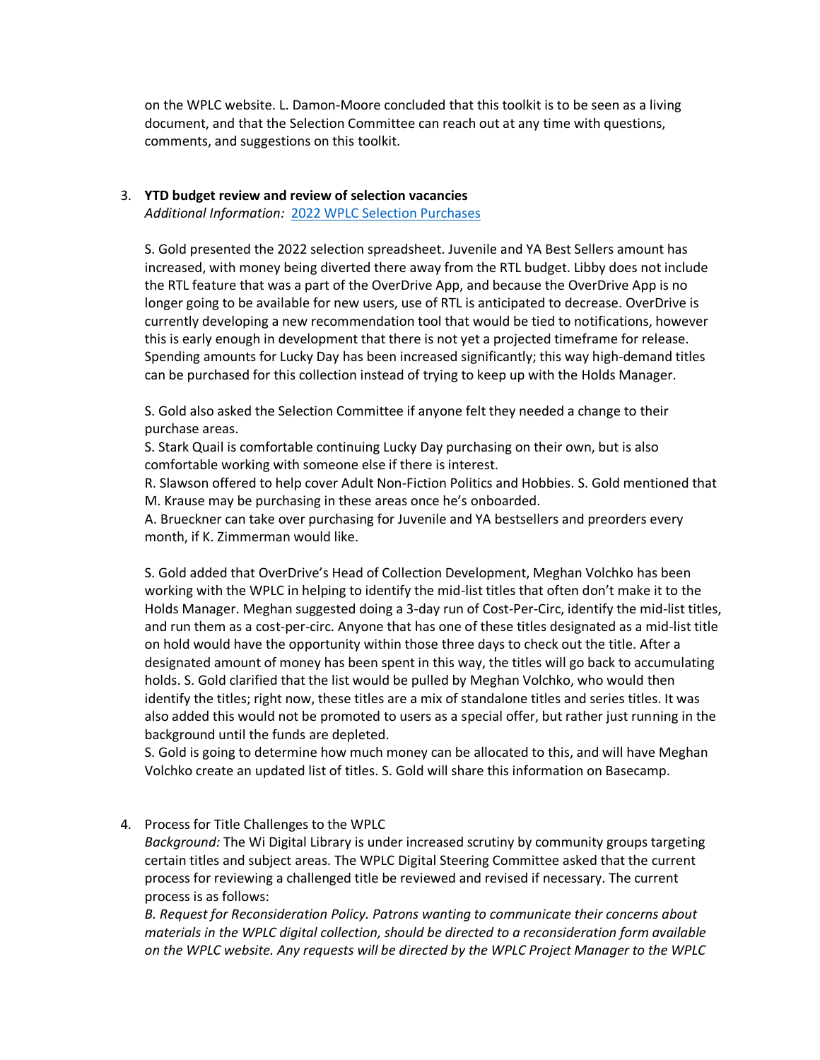on the WPLC website. L. Damon-Moore concluded that this toolkit is to be seen as a living document, and that the Selection Committee can reach out at any time with questions, comments, and suggestions on this toolkit.

3. **YTD budget review and review of selection vacancies**
   *Additional Information:* [2022 WPLC Selection Purchases]()

   S. Gold presented the 2022 selection spreadsheet. Juvenile and YA Best Sellers amount has increased, with money being diverted there away from the RTL budget. Libby does not include the RTL feature that was a part of the OverDrive App, and because the OverDrive App is no longer going to be available for new users, use of RTL is anticipated to decrease. OverDrive is currently developing a new recommendation tool that would be tied to notifications, however this is early enough in development that there is not yet a projected timeframe for release. Spending amounts for Lucky Day has been increased significantly; this way high-demand titles can be purchased for this collection instead of trying to keep up with the Holds Manager.

   S. Gold also asked the Selection Committee if anyone felt they needed a change to their purchase areas.
   S. Stark Quail is comfortable continuing Lucky Day purchasing on their own, but is also comfortable working with someone else if there is interest.
   R. Slawson offered to help cover Adult Non-Fiction Politics and Hobbies. S. Gold mentioned that M. Krause may be purchasing in these areas once he's onboarded.
   A. Brueckner can take over purchasing for Juvenile and YA bestsellers and preorders every month, if K. Zimmerman would like.

   S. Gold added that OverDrive's Head of Collection Development, Meghan Volchko has been working with the WPLC in helping to identify the mid-list titles that often don't make it to the Holds Manager. Meghan suggested doing a 3-day run of Cost-Per-Circ, identify the mid-list titles, and run them as a cost-per-circ. Anyone that has one of these titles designated as a mid-list title on hold would have the opportunity within those three days to check out the title. After a designated amount of money has been spent in this way, the titles will go back to accumulating holds. S. Gold clarified that the list would be pulled by Meghan Volchko, who would then identify the titles; right now, these titles are a mix of standalone titles and series titles. It was also added this would not be promoted to users as a special offer, but rather just running in the background until the funds are depleted.
   S. Gold is going to determine how much money can be allocated to this, and will have Meghan Volchko create an updated list of titles. S. Gold will share this information on Basecamp.

4. Process for Title Challenges to the WPLC
   *Background:* The Wi Digital Library is under increased scrutiny by community groups targeting certain titles and subject areas. The WPLC Digital Steering Committee asked that the current process for reviewing a challenged title be reviewed and revised if necessary. The current process is as follows:
   *B. Request for Reconsideration Policy. Patrons wanting to communicate their concerns about materials in the WPLC digital collection, should be directed to a reconsideration form available on the WPLC website. Any requests will be directed by the WPLC Project Manager to the WPLC*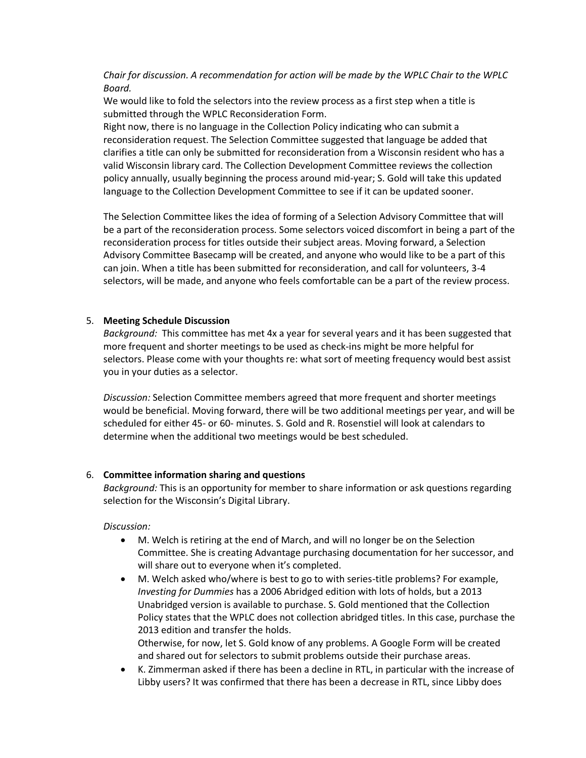*Chair for discussion. A recommendation for action will be made by the WPLC Chair to the WPLC Board.*

We would like to fold the selectors into the review process as a first step when a title is submitted through the WPLC Reconsideration Form.

Right now, there is no language in the Collection Policy indicating who can submit a reconsideration request. The Selection Committee suggested that language be added that clarifies a title can only be submitted for reconsideration from a Wisconsin resident who has a valid Wisconsin library card. The Collection Development Committee reviews the collection policy annually, usually beginning the process around mid-year; S. Gold will take this updated language to the Collection Development Committee to see if it can be updated sooner.

The Selection Committee likes the idea of forming of a Selection Advisory Committee that will be a part of the reconsideration process. Some selectors voiced discomfort in being a part of the reconsideration process for titles outside their subject areas. Moving forward, a Selection Advisory Committee Basecamp will be created, and anyone who would like to be a part of this can join. When a title has been submitted for reconsideration, and call for volunteers, 3-4 selectors, will be made, and anyone who feels comfortable can be a part of the review process.

5. **Meeting Schedule Discussion**

   *Background:* This committee has met 4x a year for several years and it has been suggested that more frequent and shorter meetings to be used as check-ins might be more helpful for selectors. Please come with your thoughts re: what sort of meeting frequency would best assist you in your duties as a selector.

   *Discussion:* Selection Committee members agreed that more frequent and shorter meetings would be beneficial. Moving forward, there will be two additional meetings per year, and will be scheduled for either 45- or 60- minutes. S. Gold and R. Rosenstiel will look at calendars to determine when the additional two meetings would be best scheduled.

6. **Committee information sharing and questions**

   *Background:* This is an opportunity for member to share information or ask questions regarding selection for the Wisconsin's Digital Library.

   *Discussion:*

   - M. Welch is retiring at the end of March, and will no longer be on the Selection Committee. She is creating Advantage purchasing documentation for her successor, and will share out to everyone when it's completed.
   - M. Welch asked who/where is best to go to with series-title problems? For example, *Investing for Dummies* has a 2006 Abridged edition with lots of holds, but a 2013 Unabridged version is available to purchase. S. Gold mentioned that the Collection Policy states that the WPLC does not collection abridged titles. In this case, purchase the 2013 edition and transfer the holds.
     Otherwise, for now, let S. Gold know of any problems. A Google Form will be created and shared out for selectors to submit problems outside their purchase areas.
   - K. Zimmerman asked if there has been a decline in RTL, in particular with the increase of Libby users? It was confirmed that there has been a decrease in RTL, since Libby does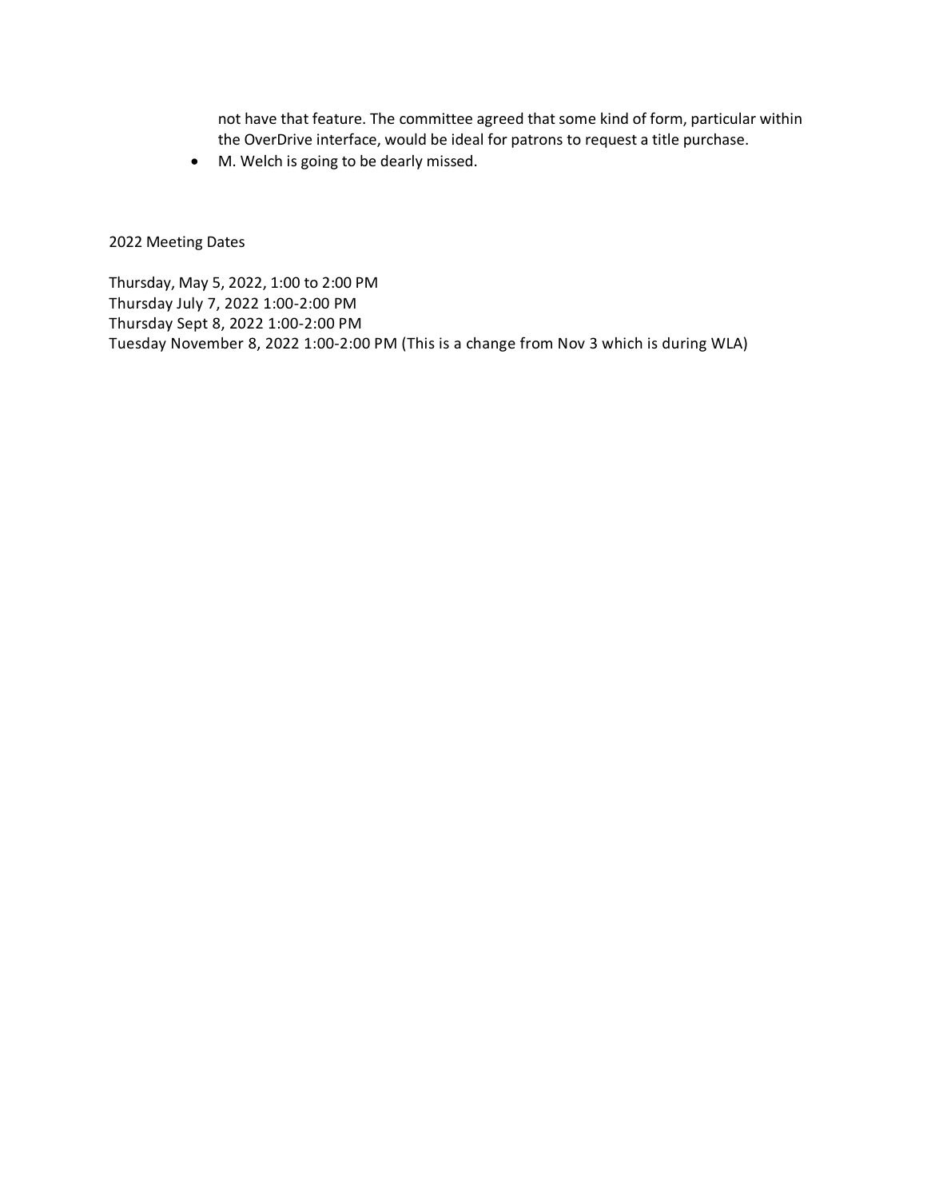not have that feature. The committee agreed that some kind of form, particular within the OverDrive interface, would be ideal for patrons to request a title purchase.

- M. Welch is going to be dearly missed.

2022 Meeting Dates

Thursday, May 5, 2022, 1:00 to 2:00 PM
Thursday July 7, 2022 1:00-2:00 PM
Thursday Sept 8, 2022 1:00-2:00 PM
Tuesday November 8, 2022 1:00-2:00 PM (This is a change from Nov 3 which is during WLA)